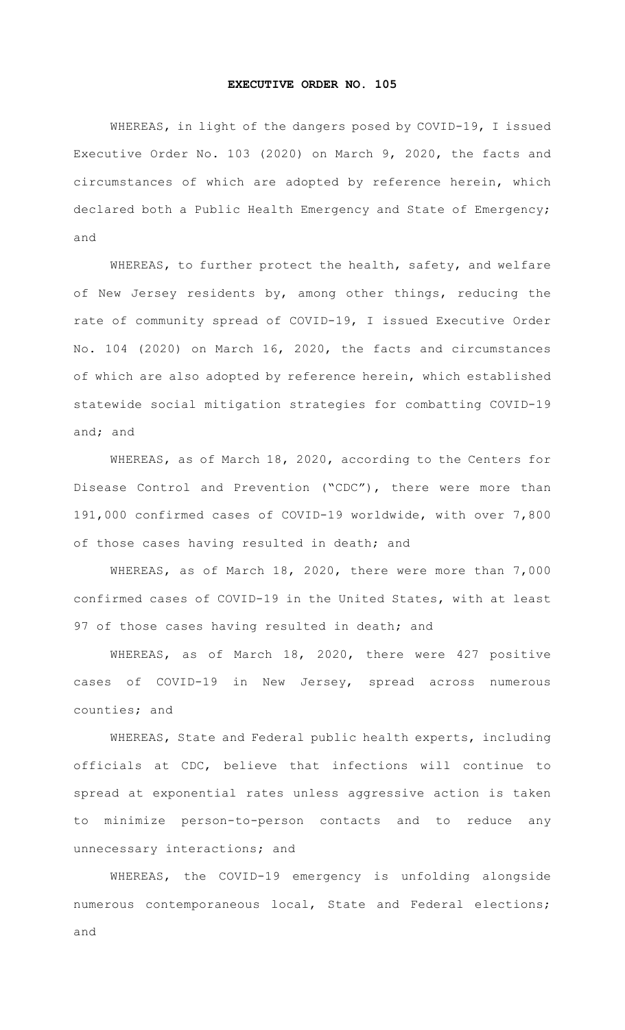# EXECUTIVE ORDER NO. 105

WHEREAS, in light of the dangers posed by COVID-19, I issued Executive Order No. 103 (2020) on March 9, 2020, the facts and circumstances of which are adopted by reference herein, which declared both a Public Health Emergency and State of Emergency; and

WHEREAS, to further protect the health, safety, and welfare of New Jersey residents by, among other things, reducing the rate of community spread of COVID-19, I issued Executive Order No. 104 (2020) on March 16, 2020, the facts and circumstances of which are also adopted by reference herein, which established statewide social mitigation strategies for combatting COVID-19 and; and

WHEREAS, as of March 18, 2020, according to the Centers for Disease Control and Prevention ("CDC"), there were more than 191,000 confirmed cases of COVID-19 worldwide, with over 7,800 of those cases having resulted in death; and

WHEREAS, as of March 18, 2020, there were more than 7,000 confirmed cases of COVID-19 in the United States, with at least 97 of those cases having resulted in death; and

WHEREAS, as of March 18, 2020, there were 427 positive cases of COVID-19 in New Jersey, spread across numerous counties; and

WHEREAS, State and Federal public health experts, including officials at CDC, believe that infections will continue to spread at exponential rates unless aggressive action is taken to minimize person-to-person contacts and to reduce any unnecessary interactions; and

WHEREAS, the COVID-19 emergency is unfolding alongside numerous contemporaneous local, State and Federal elections; and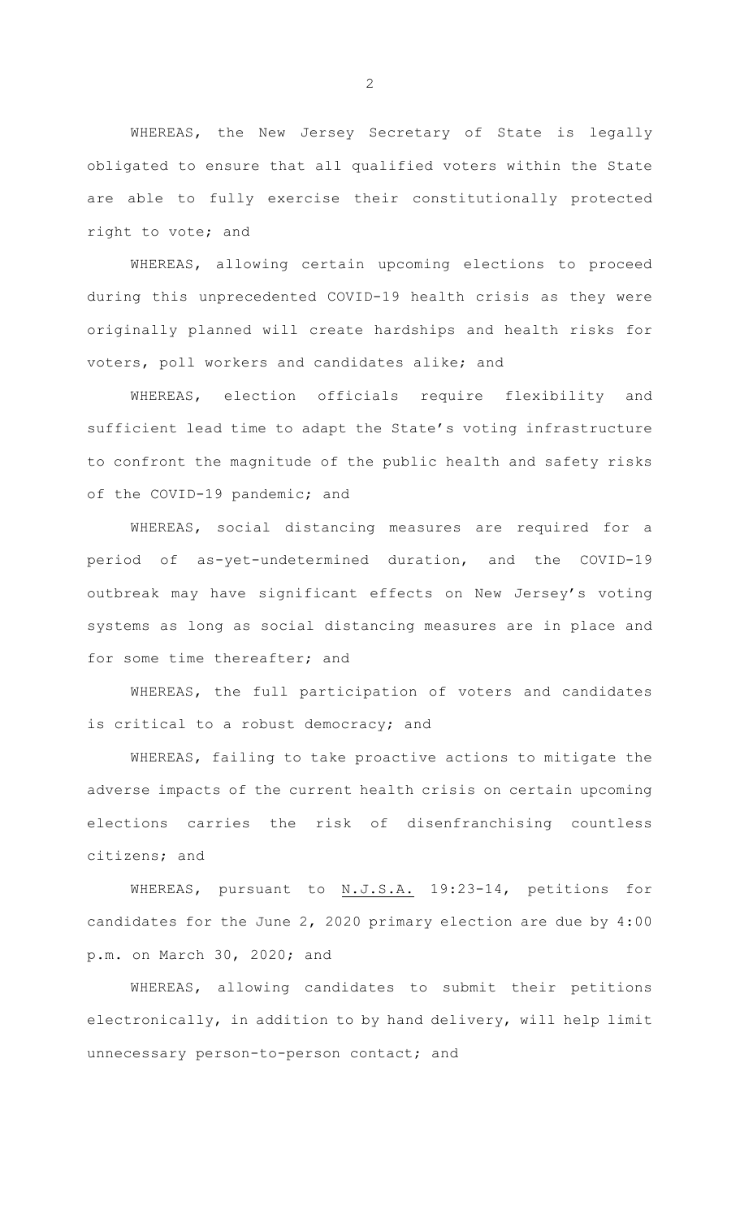WHEREAS, the New Jersey Secretary of State is legally obligated to ensure that all qualified voters within the State are able to fully exercise their constitutionally protected right to vote; and

WHEREAS, allowing certain upcoming elections to proceed during this unprecedented COVID-19 health crisis as they were originally planned will create hardships and health risks for voters, poll workers and candidates alike; and

WHEREAS, election officials require flexibility and sufficient lead time to adapt the State's voting infrastructure to confront the magnitude of the public health and safety risks of the COVID-19 pandemic; and

WHEREAS, social distancing measures are required for a period of as-yet-undetermined duration, and the COVID-19 outbreak may have significant effects on New Jersey's voting systems as long as social distancing measures are in place and for some time thereafter; and

WHEREAS, the full participation of voters and candidates is critical to a robust democracy; and

WHEREAS, failing to take proactive actions to mitigate the adverse impacts of the current health crisis on certain upcoming elections carries the risk of disenfranchising countless citizens; and

WHEREAS, pursuant to N.J.S.A. 19:23-14, petitions for candidates for the June 2, 2020 primary election are due by 4:00 p.m. on March 30, 2020; and

WHEREAS, allowing candidates to submit their petitions electronically, in addition to by hand delivery, will help limit unnecessary person-to-person contact; and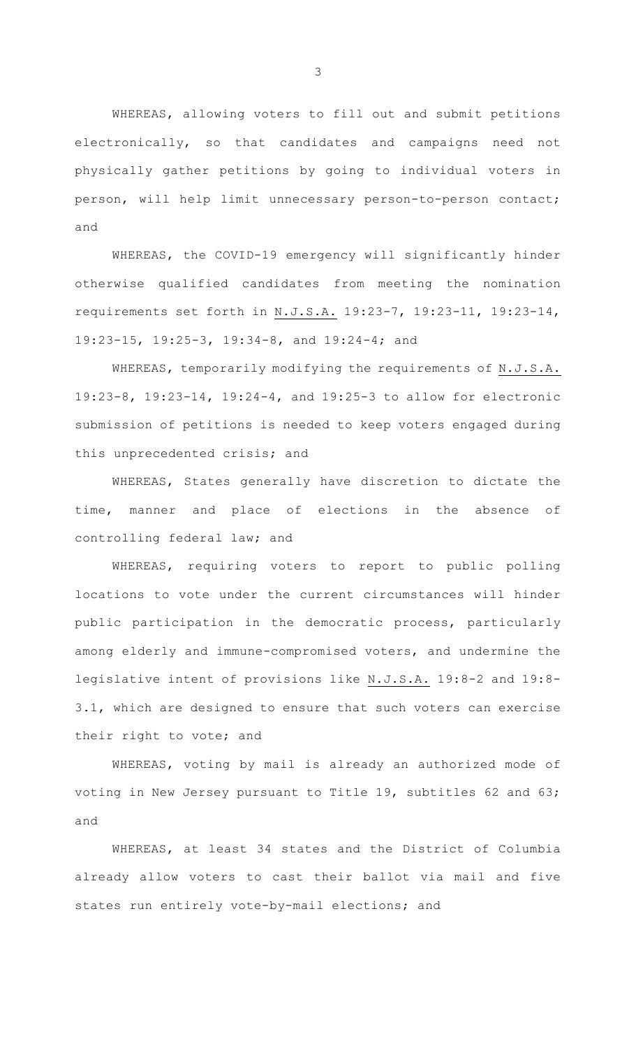WHEREAS, allowing voters to fill out and submit petitions electronically, so that candidates and campaigns need not physically gather petitions by going to individual voters in person, will help limit unnecessary person-to-person contact; and

WHEREAS, the COVID-19 emergency will significantly hinder otherwise qualified candidates from meeting the nomination requirements set forth in N.J.S.A. 19:23-7, 19:23-11, 19:23-14, 19:23-15, 19:25-3, 19:34-8, and 19:24-4; and

WHEREAS, temporarily modifying the requirements of N.J.S.A. 19:23-8, 19:23-14, 19:24-4, and 19:25-3 to allow for electronic submission of petitions is needed to keep voters engaged during this unprecedented crisis; and

WHEREAS, States generally have discretion to dictate the time, manner and place of elections in the absence of controlling federal law; and

WHEREAS, requiring voters to report to public polling locations to vote under the current circumstances will hinder public participation in the democratic process, particularly among elderly and immune-compromised voters, and undermine the legislative intent of provisions like N.J.S.A. 19:8-2 and 19:8-3.1, which are designed to ensure that such voters can exercise their right to vote; and

WHEREAS, voting by mail is already an authorized mode of voting in New Jersey pursuant to Title 19, subtitles 62 and 63; and

WHEREAS, at least 34 states and the District of Columbia already allow voters to cast their ballot via mail and five states run entirely vote-by-mail elections; and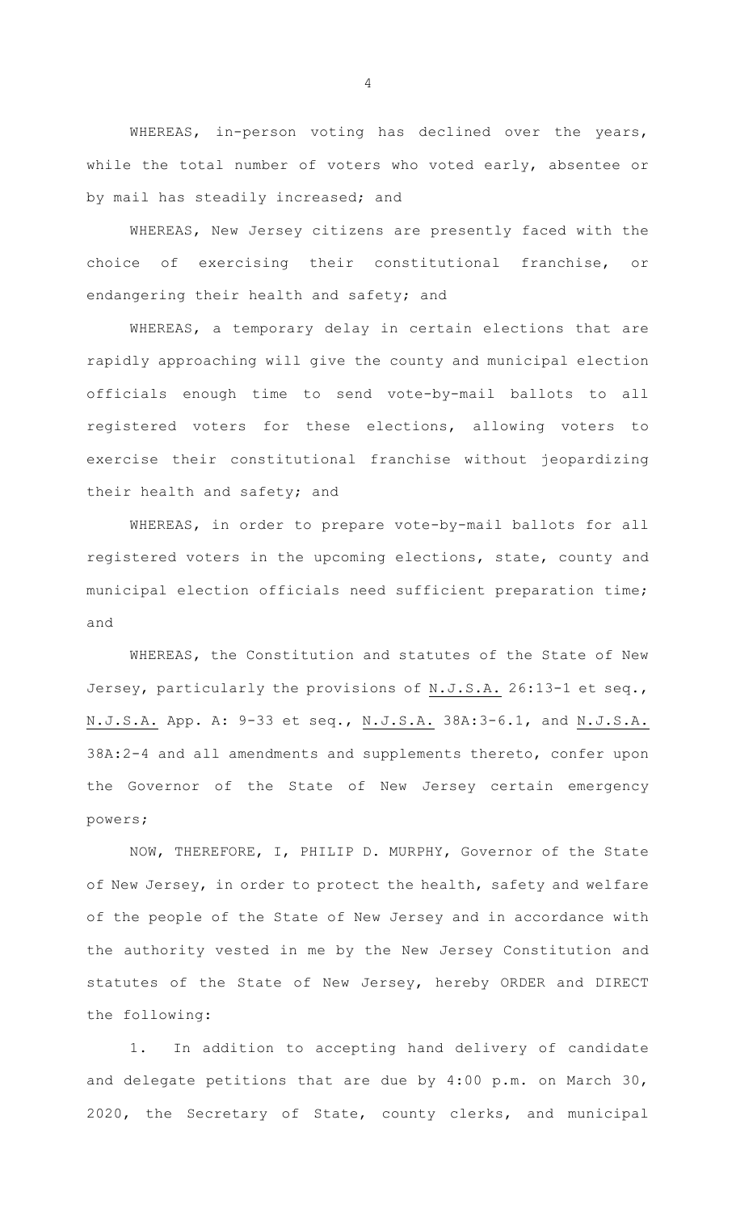WHEREAS, in-person voting has declined over the years, while the total number of voters who voted early, absentee or by mail has steadily increased; and

WHEREAS, New Jersey citizens are presently faced with the choice of exercising their constitutional franchise, or endangering their health and safety; and

WHEREAS, a temporary delay in certain elections that are rapidly approaching will give the county and municipal election officials enough time to send vote-by-mail ballots to all registered voters for these elections, allowing voters to exercise their constitutional franchise without jeopardizing their health and safety; and

WHEREAS, in order to prepare vote-by-mail ballots for all registered voters in the upcoming elections, state, county and municipal election officials need sufficient preparation time; and

WHEREAS, the Constitution and statutes of the State of New Jersey, particularly the provisions of N.J.S.A. 26:13-1 et seq., N.J.S.A. App. A: 9-33 et seq., N.J.S.A. 38A:3-6.1, and N.J.S.A. 38A:2-4 and all amendments and supplements thereto, confer upon the Governor of the State of New Jersey certain emergency powers;

NOW, THEREFORE, I, PHILIP D. MURPHY, Governor of the State of New Jersey, in order to protect the health, safety and welfare of the people of the State of New Jersey and in accordance with the authority vested in me by the New Jersey Constitution and statutes of the State of New Jersey, hereby ORDER and DIRECT the following:

1. In addition to accepting hand delivery of candidate and delegate petitions that are due by 4:00 p.m. on March 30, 2020, the Secretary of State, county clerks, and municipal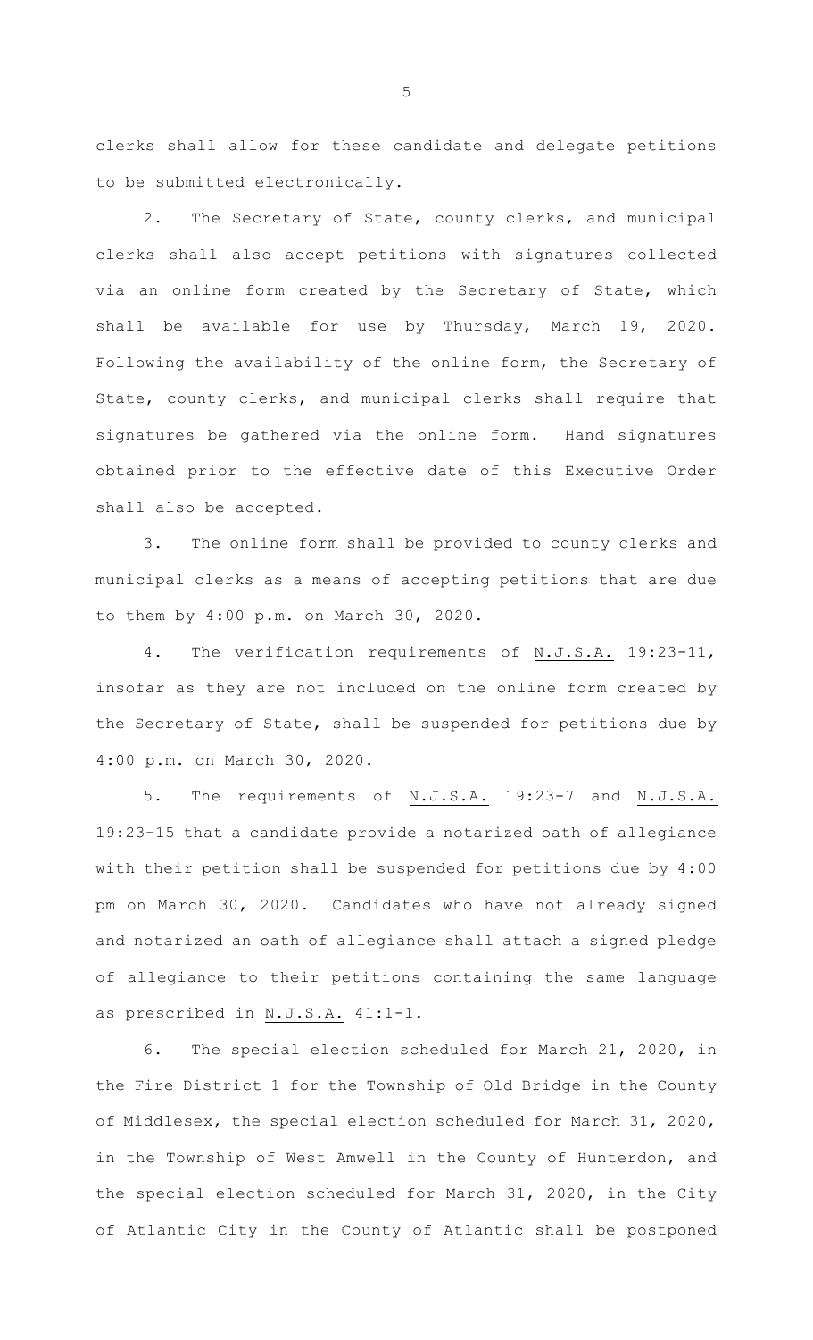clerks shall allow for these candidate and delegate petitions to be submitted electronically.

2. The Secretary of State, county clerks, and municipal clerks shall also accept petitions with signatures collected via an online form created by the Secretary of State, which shall be available for use by Thursday, March 19, 2020. Following the availability of the online form, the Secretary of State, county clerks, and municipal clerks shall require that signatures be gathered via the online form. Hand signatures obtained prior to the effective date of this Executive Order shall also be accepted.

3. The online form shall be provided to county clerks and municipal clerks as a means of accepting petitions that are due to them by 4:00 p.m. on March 30, 2020.

4. The verification requirements of N.J.S.A. 19:23-11, insofar as they are not included on the online form created by the Secretary of State, shall be suspended for petitions due by 4:00 p.m. on March 30, 2020.

5. The requirements of N.J.S.A. 19:23-7 and N.J.S.A. 19:23-15 that a candidate provide a notarized oath of allegiance with their petition shall be suspended for petitions due by 4:00 pm on March 30, 2020. Candidates who have not already signed and notarized an oath of allegiance shall attach a signed pledge of allegiance to their petitions containing the same language as prescribed in N.J.S.A. 41:1-1.

6. The special election scheduled for March 21, 2020, in the Fire District 1 for the Township of Old Bridge in the County of Middlesex, the special election scheduled for March 31, 2020, in the Township of West Amwell in the County of Hunterdon, and the special election scheduled for March 31, 2020, in the City of Atlantic City in the County of Atlantic shall be postponed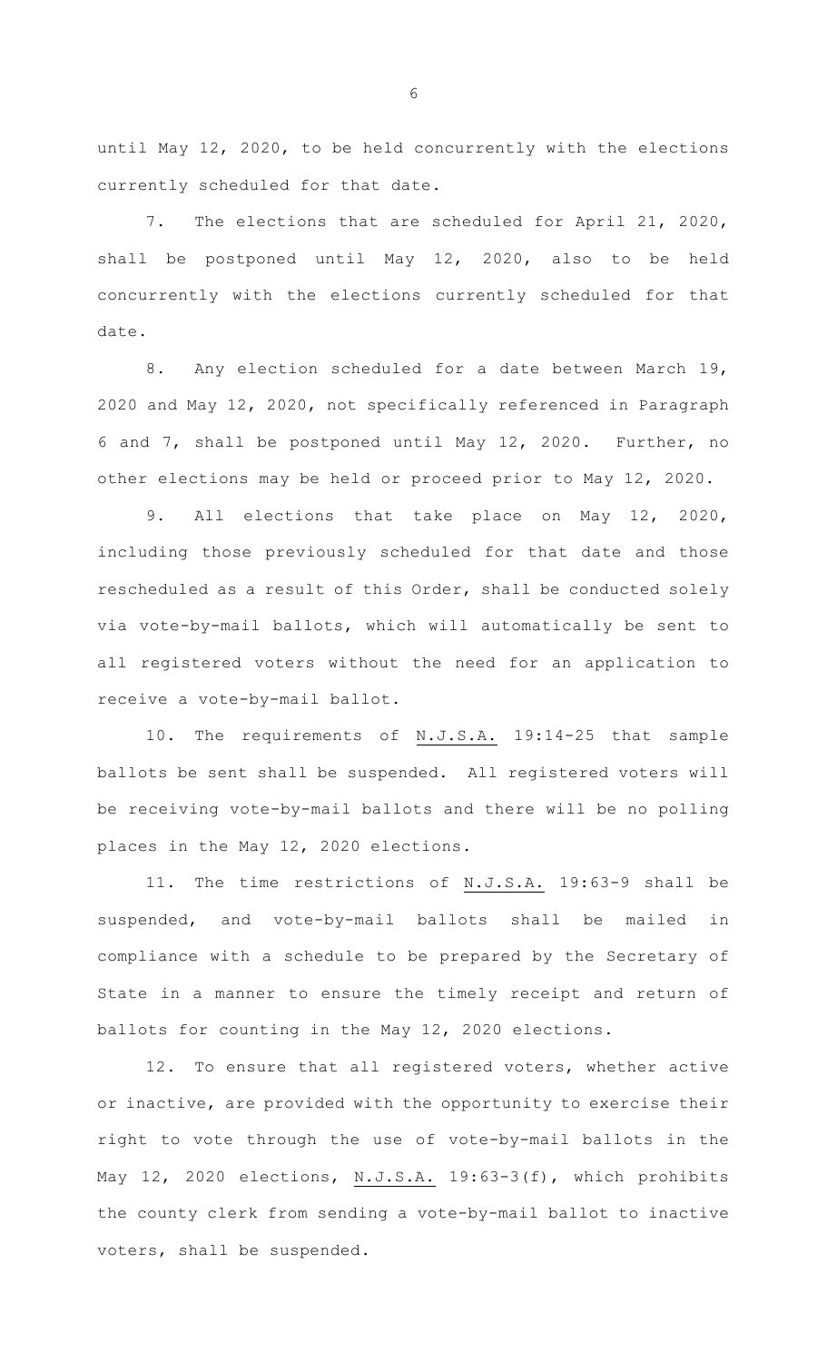until May 12, 2020, to be held concurrently with the elections currently scheduled for that date.

7. The elections that are scheduled for April 21, 2020, shall be postponed until May 12, 2020, also to be held concurrently with the elections currently scheduled for that date.

8. Any election scheduled for a date between March 19, 2020 and May 12, 2020, not specifically referenced in Paragraph 6 and 7, shall be postponed until May 12, 2020. Further, no other elections may be held or proceed prior to May 12, 2020.

9. All elections that take place on May 12, 2020, including those previously scheduled for that date and those rescheduled as a result of this Order, shall be conducted solely via vote-by-mail ballots, which will automatically be sent to all registered voters without the need for an application to receive a vote-by-mail ballot.

10. The requirements of N.J.S.A. 19:14-25 that sample ballots be sent shall be suspended. All registered voters will be receiving vote-by-mail ballots and there will be no polling places in the May 12, 2020 elections.

11. The time restrictions of N.J.S.A. 19:63-9 shall be suspended, and vote-by-mail ballots shall be mailed in compliance with a schedule to be prepared by the Secretary of State in a manner to ensure the timely receipt and return of ballots for counting in the May 12, 2020 elections.

12. To ensure that all registered voters, whether active or inactive, are provided with the opportunity to exercise their right to vote through the use of vote-by-mail ballots in the May 12, 2020 elections, N.J.S.A. 19:63-3(f), which prohibits the county clerk from sending a vote-by-mail ballot to inactive voters, shall be suspended.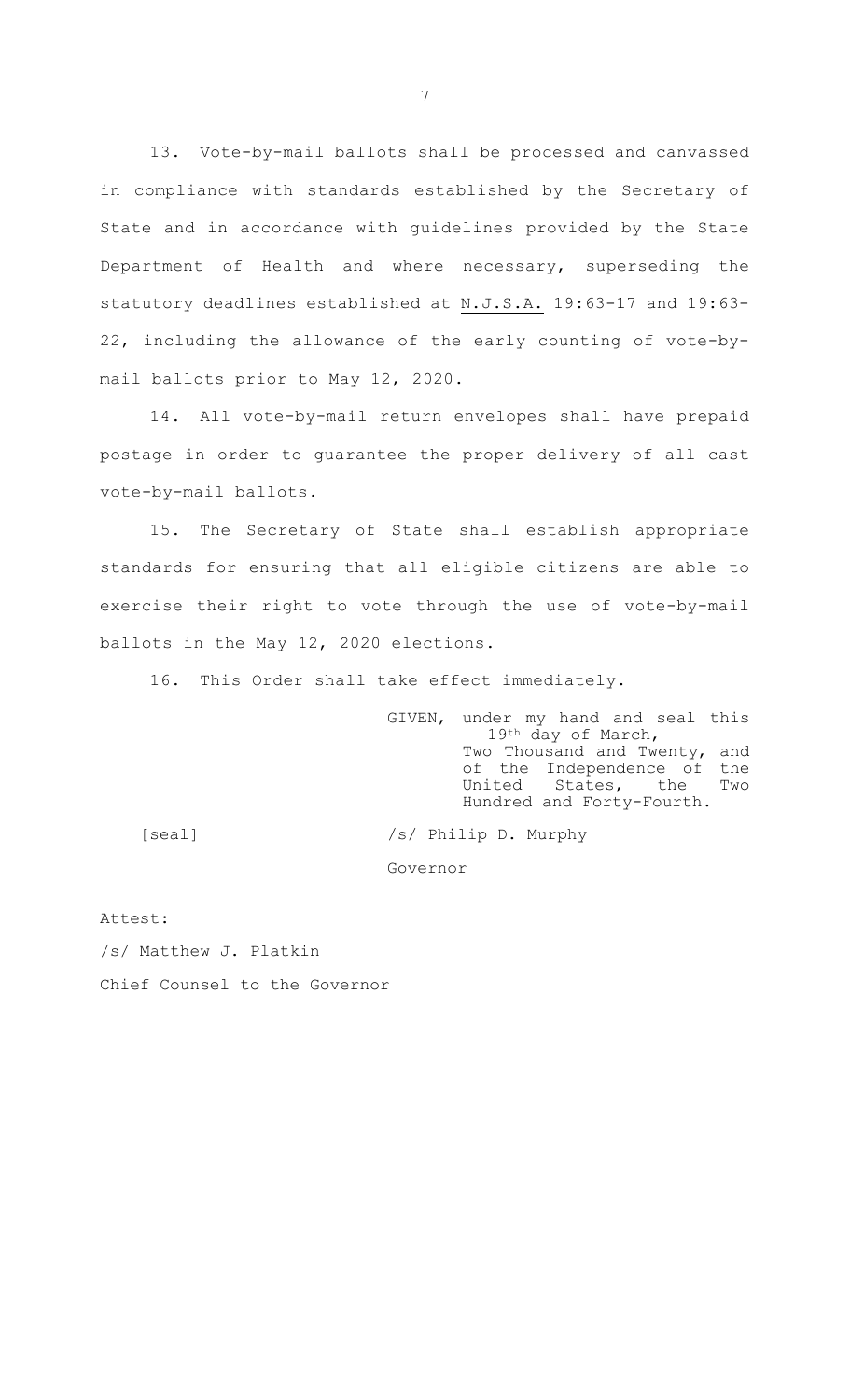13. Vote-by-mail ballots shall be processed and canvassed in compliance with standards established by the Secretary of State and in accordance with guidelines provided by the State Department of Health and where necessary, superseding the statutory deadlines established at N.J.S.A. 19:63-17 and 19:63-22, including the allowance of the early counting of vote-by-mail ballots prior to May 12, 2020.

14. All vote-by-mail return envelopes shall have prepaid postage in order to guarantee the proper delivery of all cast vote-by-mail ballots.

15. The Secretary of State shall establish appropriate standards for ensuring that all eligible citizens are able to exercise their right to vote through the use of vote-by-mail ballots in the May 12, 2020 elections.

16. This Order shall take effect immediately.

GIVEN, under my hand and seal this 19th day of March, Two Thousand and Twenty, and of the Independence of the United States, the Two Hundred and Forty-Fourth.

[seal]

/s/ Philip D. Murphy

Governor

Attest:

/s/ Matthew J. Platkin

Chief Counsel to the Governor